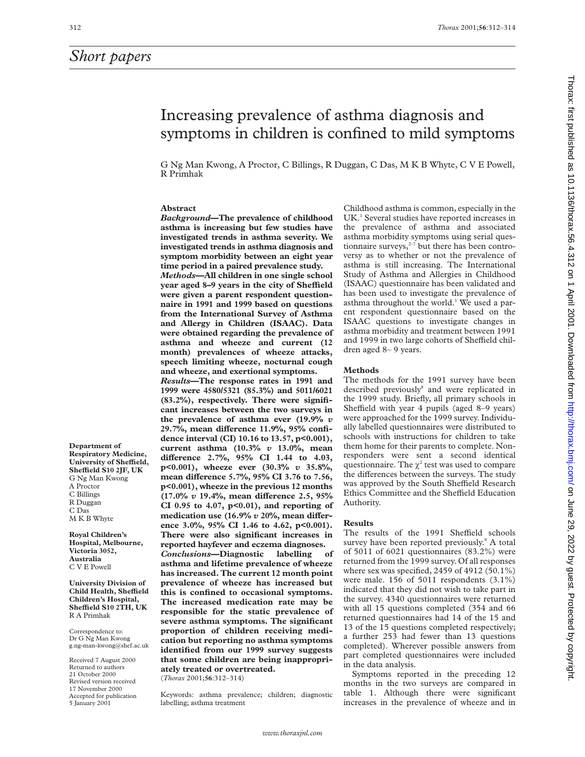# Short papers

# Increasing prevalence of asthma diagnosis and symptoms in children is confined to mild symptoms

G Ng Man Kwong, A Proctor, C Billings, R Duggan, C Das, M K B Whyte, C V E Powell, R Primhak

**Department of Respiratory Medicine, University of Sheffield, Sheffield S10 2JF, UK**
G Ng Man Kwong
A Proctor
C Billings
R Duggan
C Das
M K B Whyte

**Royal Children's Hospital, Melbourne, Victoria 3052, Australia**
C V E Powell

**University Division of Child Health, Sheffield Children's Hospital, Sheffield S10 2TH, UK**
R A Primhak

Correspondence to:
Dr G Ng Man Kwong
g.ng-man-kwong@shef.ac.uk

Received 7 August 2000
Returned to authors 21 October 2000
Revised version received 17 November 2000
Accepted for publication 5 January 2001

## Abstract

***Background*—The prevalence of childhood asthma is increasing but few studies have investigated trends in asthma severity. We investigated trends in asthma diagnosis and symptom morbidity between an eight year time period in a paired prevalence study.**

***Methods*—All children in one single school year aged 8–9 years in the city of Sheffield were given a parent respondent questionnaire in 1991 and 1999 based on questions from the International Survey of Asthma and Allergy in Children (ISAAC). Data were obtained regarding the prevalence of asthma and wheeze and current (12 month) prevalences of wheeze attacks, speech limiting wheeze, nocturnal cough and wheeze, and exertional symptoms.**

***Results*—The response rates in 1991 and 1999 were 4580/5321 (85.3%) and 5011/6021 (83.2%), respectively. There were significant increases between the two surveys in the prevalence of asthma ever (19.9% *v* 29.7%, mean difference 11.9%, 95% confidence interval (CI) 10.16 to 13.57, p<0.001), current asthma (10.3% *v* 13.0%, mean difference 2.7%, 95% CI 1.44 to 4.03, p<0.001), wheeze ever (30.3% *v* 35.8%, mean difference 5.7%, 95% CI 3.76 to 7.56, p<0.001), wheeze in the previous 12 months (17.0% *v* 19.4%, mean difference 2.5, 95% CI 0.95 to 4.07, p<0.01), and reporting of medication use (16.9% *v* 20%, mean difference 3.0%, 95% CI 1.46 to 4.62, p<0.001). There were also significant increases in reported hayfever and eczema diagnoses.**

***Conclusions*—Diagnostic labelling of asthma and lifetime prevalence of wheeze has increased. The current 12 month point prevalence of wheeze has increased but this is confined to occasional symptoms. The increased medication rate may be responsible for the static prevalence of severe asthma symptoms. The significant proportion of children receiving medication but reporting no asthma symptoms identified from our 1999 survey suggests that some children are being inappropriately treated or overtreated.**
(*Thorax* 2001;**56**:312–314)

Keywords: asthma prevalence; children; diagnostic labelling; asthma treatment

Childhood asthma is common, especially in the UK.[1] Several studies have reported increases in the prevalence of asthma and associated asthma morbidity symptoms using serial questionnaire surveys,[2–7] but there has been controversy as to whether or not the prevalence of asthma is still increasing. The International Study of Asthma and Allergies in Childhood (ISAAC) questionnaire has been validated and has been used to investigate the prevalence of asthma throughout the world.[1] We used a parent respondent questionnaire based on the ISAAC questions to investigate changes in asthma morbidity and treatment between 1991 and 1999 in two large cohorts of Sheffield children aged 8–9 years.

## Methods

The methods for the 1991 survey have been described previously[8] and were replicated in the 1999 study. Briefly, all primary schools in Sheffield with year 4 pupils (aged 8–9 years) were approached for the 1999 survey. Individually labelled questionnaires were distributed to schools with instructions for children to take them home for their parents to complete. Non-responders were sent a second identical questionnaire. The $\chi^2$ test was used to compare the differences between the surveys. The study was approved by the South Sheffield Research Ethics Committee and the Sheffield Education Authority.

## Results

The results of the 1991 Sheffield schools survey have been reported previously.[8] A total of 5011 of 6021 questionnaires (83.2%) were returned from the 1999 survey. Of all responses where sex was specified, 2459 of 4912 (50.1%) were male. 156 of 5011 respondents (3.1%) indicated that they did not wish to take part in the survey. 4340 questionnaires were returned with all 15 questions completed (354 and 66 returned questionnaires had 14 of the 15 and 13 of the 15 questions completed respectively; a further 253 had fewer than 13 questions completed). Wherever possible answers from part completed questionnaires were included in the data analysis.

Symptoms reported in the preceding 12 months in the two surveys are compared in table 1. Although there were significant increases in the prevalence of wheeze and in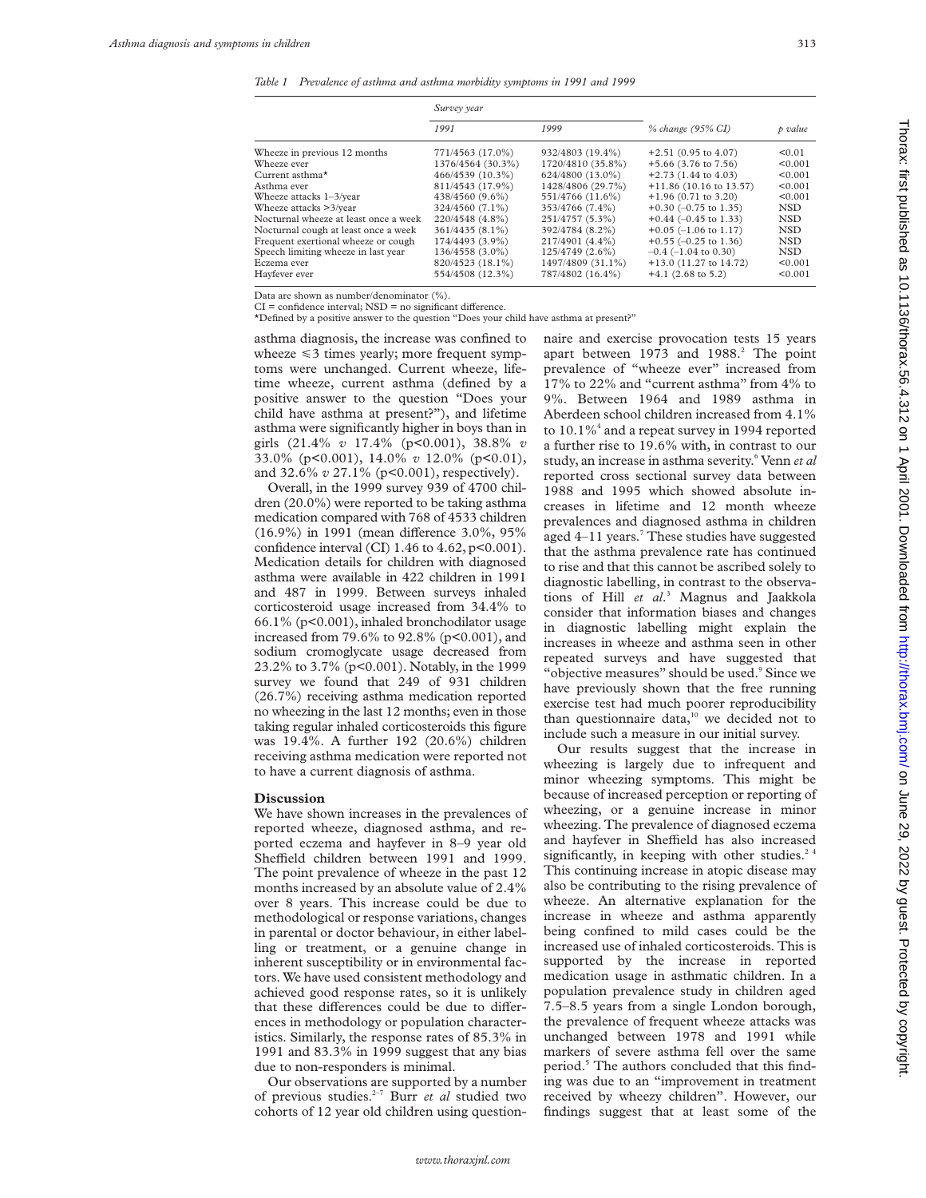*Table 1 Prevalence of asthma and asthma morbidity symptoms in 1991 and 1999*

| | Survey year | | | |
|---|---|---|---|---|
| | 1991 | 1999 | % change (95% CI) | p value |
| Wheeze in previous 12 months | 771/4563 (17.0%) | 932/4803 (19.4%) | +2.51 (0.95 to 4.07) | <0.01 |
| Wheeze ever | 1376/4564 (30.3%) | 1720/4810 (35.8%) | +5.66 (3.76 to 7.56) | <0.001 |
| Current asthma* | 466/4539 (10.3%) | 624/4800 (13.0%) | +2.73 (1.44 to 4.03) | <0.001 |
| Asthma ever | 811/4543 (17.9%) | 1428/4806 (29.7%) | +11.86 (10.16 to 13.57) | <0.001 |
| Wheeze attacks 1–3/year | 438/4560 (9.6%) | 551/4766 (11.6%) | +1.96 (0.71 to 3.20) | <0.001 |
| Wheeze attacks >3/year | 324/4560 (7.1%) | 353/4766 (7.4%) | +0.30 (–0.75 to 1.35) | NSD |
| Nocturnal wheeze at least once a week | 220/4548 (4.8%) | 251/4757 (5.3%) | +0.44 (–0.45 to 1.33) | NSD |
| Nocturnal cough at least once a week | 361/4435 (8.1%) | 392/4784 (8.2%) | +0.05 (–1.06 to 1.17) | NSD |
| Frequent exertional wheeze or cough | 174/4493 (3.9%) | 217/4901 (4.4%) | +0.55 (–0.25 to 1.36) | NSD |
| Speech limiting wheeze in last year | 136/4558 (3.0%) | 125/4749 (2.6%) | –0.4 (–1.04 to 0.30) | NSD |
| Eczema ever | 820/4523 (18.1%) | 1497/4809 (31.1%) | +13.0 (11.27 to 14.72) | <0.001 |
| Hayfever ever | 554/4508 (12.3%) | 787/4802 (16.4%) | +4.1 (2.68 to 5.2) | <0.001 |

Data are shown as number/denominator (%).
CI = confidence interval; NSD = no significant difference.
*Defined by a positive answer to the question "Does your child have asthma at present?"

asthma diagnosis, the increase was confined to wheeze ≤3 times yearly; more frequent symptoms were unchanged. Current wheeze, lifetime wheeze, current asthma (defined by a positive answer to the question "Does your child have asthma at present?"), and lifetime asthma were significantly higher in boys than in girls (21.4% *v* 17.4% ($p<0.001$), 38.8% *v* 33.0% ($p<0.001$), 14.0% *v* 12.0% ($p<0.01$), and 32.6% *v* 27.1% ($p<0.001$), respectively).

Overall, in the 1999 survey 939 of 4700 children (20.0%) were reported to be taking asthma medication compared with 768 of 4533 children (16.9%) in 1991 (mean difference 3.0%, 95% confidence interval (CI) 1.46 to 4.62, $p<0.001$). Medication details for children with diagnosed asthma were available in 422 children in 1991 and 487 in 1999. Between surveys inhaled corticosteroid usage increased from 34.4% to 66.1% ($p<0.001$), inhaled bronchodilator usage increased from 79.6% to 92.8% ($p<0.001$), and sodium cromoglycate usage decreased from 23.2% to 3.7% ($p<0.001$). Notably, in the 1999 survey we found that 249 of 931 children (26.7%) receiving asthma medication reported no wheezing in the last 12 months; even in those taking regular inhaled corticosteroids this figure was 19.4%. A further 192 (20.6%) children receiving asthma medication were reported not to have a current diagnosis of asthma.

## Discussion

We have shown increases in the prevalences of reported wheeze, diagnosed asthma, and reported eczema and hayfever in 8–9 year old Sheffield children between 1991 and 1999. The point prevalence of wheeze in the past 12 months increased by an absolute value of 2.4% over 8 years. This increase could be due to methodological or response variations, changes in parental or doctor behaviour, in either labelling or treatment, or a genuine change in inherent susceptibility or in environmental factors. We have used consistent methodology and achieved good response rates, so it is unlikely that these differences could be due to differences in methodology or population characteristics. Similarly, the response rates of 85.3% in 1991 and 83.3% in 1999 suggest that any bias due to non-responders is minimal.

Our observations are supported by a number of previous studies.[2–7] Burr *et al* studied two cohorts of 12 year old children using questionnaire and exercise provocation tests 15 years apart between 1973 and 1988.[2] The point prevalence of "wheeze ever" increased from 17% to 22% and "current asthma" from 4% to 9%. Between 1964 and 1989 asthma in Aberdeen school children increased from 4.1% to 10.1%[4] and a repeat survey in 1994 reported a further rise to 19.6% with, in contrast to our study, an increase in asthma severity.[6] Venn *et al* reported cross sectional survey data between 1988 and 1995 which showed absolute increases in lifetime and 12 month wheeze prevalences and diagnosed asthma in children aged 4–11 years.[7] These studies have suggested that the asthma prevalence rate has continued to rise and that this cannot be ascribed solely to diagnostic labelling, in contrast to the observations of Hill *et al*.[3] Magnus and Jaakkola consider that information biases and changes in diagnostic labelling might explain the increases in wheeze and asthma seen in other repeated surveys and have suggested that "objective measures" should be used.[9] Since we have previously shown that the free running exercise test had much poorer reproducibility than questionnaire data,[10] we decided not to include such a measure in our initial survey.

Our results suggest that the increase in wheezing is largely due to infrequent and minor wheezing symptoms. This might be because of increased perception or reporting of wheezing, or a genuine increase in minor wheezing. The prevalence of diagnosed eczema and hayfever in Sheffield has also increased significantly, in keeping with other studies.[2,4] This continuing increase in atopic disease may also be contributing to the rising prevalence of wheeze. An alternative explanation for the increase in wheeze and asthma apparently being confined to mild cases could be the increased use of inhaled corticosteroids. This is supported by the increase in reported medication usage in asthmatic children. In a population prevalence study in children aged 7.5–8.5 years from a single London borough, the prevalence of frequent wheeze attacks was unchanged between 1978 and 1991 while markers of severe asthma fell over the same period.[5] The authors concluded that this finding was due to an "improvement in treatment received by wheezy children". However, our findings suggest that at least some of the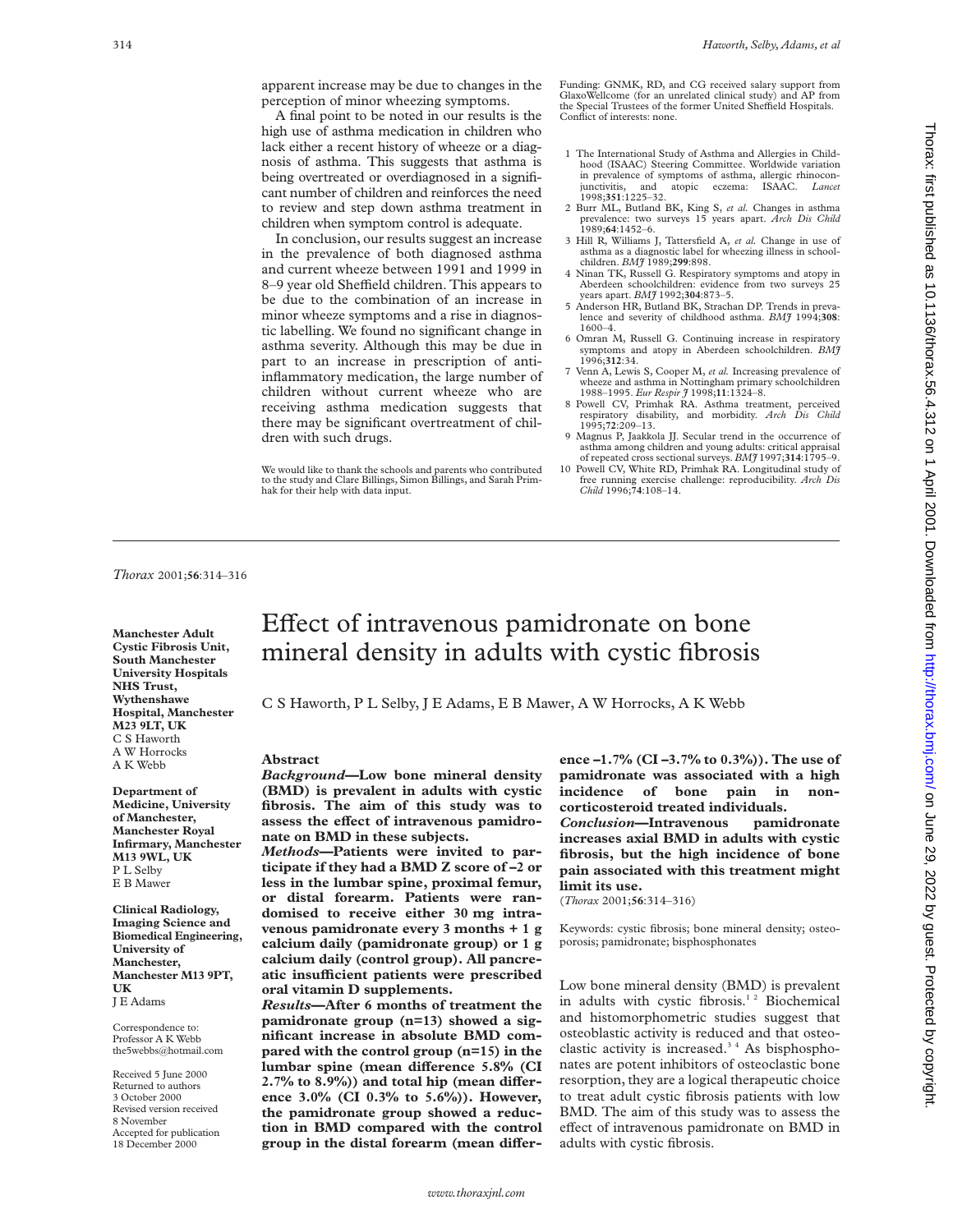apparent increase may be due to changes in the perception of minor wheezing symptoms.

A final point to be noted in our results is the high use of asthma medication in children who lack either a recent history of wheeze or a diagnosis of asthma. This suggests that asthma is being overtreated or overdiagnosed in a significant number of children and reinforces the need to review and step down asthma treatment in children when symptom control is adequate.

In conclusion, our results suggest an increase in the prevalence of both diagnosed asthma and current wheeze between 1991 and 1999 in 8–9 year old Sheffield children. This appears to be due to the combination of an increase in minor wheeze symptoms and a rise in diagnostic labelling. We found no significant change in asthma severity. Although this may be due in part to an increase in prescription of anti-inflammatory medication, the large number of children without current wheeze who are receiving asthma medication suggests that there may be significant overtreatment of children with such drugs.

We would like to thank the schools and parents who contributed to the study and Clare Billings, Simon Billings, and Sarah Primhak for their help with data input.

Funding: GNMK, RD, and CG received salary support from GlaxoWellcome (for an unrelated clinical study) and AP from the Special Trustees of the former United Sheffield Hospitals.
Conflict of interests: none.

1 The International Study of Asthma and Allergies in Childhood (ISAAC) Steering Committee. Worldwide variation in prevalence of symptoms of asthma, allergic rhinoconjunctivitis, and atopic eczema: ISAAC. *Lancet* 1998;**351**:1225–32.
2 Burr ML, Butland BK, King S, *et al.* Changes in asthma prevalence: two surveys 15 years apart. *Arch Dis Child* 1989;**64**:1452–6.
3 Hill R, Williams J, Tattersfield A, *et al.* Change in use of asthma as a diagnostic label for wheezing illness in schoolchildren. *BMJ* 1989;**299**:898.
4 Ninan TK, Russell G. Respiratory symptoms and atopy in Aberdeen schoolchildren: evidence from two surveys 25 years apart. *BMJ* 1992;**304**:873–5.
5 Anderson HR, Butland BK, Strachan DP. Trends in prevalence and severity of childhood asthma. *BMJ* 1994;**308**:1600–4.
6 Omran M, Russell G. Continuing increase in respiratory symptoms and atopy in Aberdeen schoolchildren. *BMJ* 1996;**312**:34.
7 Venn A, Lewis S, Cooper M, *et al.* Increasing prevalence of wheeze and asthma in Nottingham primary schoolchildren 1988–1995. *Eur Respir J* 1998;**11**:1324–8.
8 Powell CV, Primhak RA. Asthma treatment, perceived respiratory disability, and morbidity. *Arch Dis Child* 1995;**72**:209–13.
9 Magnus P, Jaakkola JJ. Secular trend in the occurrence of asthma among children and young adults: critical appraisal of repeated cross sectional surveys. *BMJ* 1997;**314**:1795–9.
10 Powell CV, White RD, Primhak RA. Longitudinal study of free running exercise challenge: reproducibility. *Arch Dis Child* 1996;**74**:108–14.

---

*Thorax* 2001;**56**:314–316

# Effect of intravenous pamidronate on bone mineral density in adults with cystic fibrosis

C S Haworth, P L Selby, J E Adams, E B Mawer, A W Horrocks, A K Webb

**Manchester Adult Cystic Fibrosis Unit, South Manchester University Hospitals NHS Trust, Wythenshawe Hospital, Manchester M23 9LT, UK**
C S Haworth
A W Horrocks
A K Webb

**Department of Medicine, University of Manchester, Manchester Royal Infirmary, Manchester M13 9WL, UK**
P L Selby
E B Mawer

**Clinical Radiology, Imaging Science and Biomedical Engineering, University of Manchester, Manchester M13 9PT, UK**
J E Adams

Correspondence to: Professor A K Webb
the5webbs@hotmail.com

Received 5 June 2000
Returned to authors 3 October 2000
Revised version received 8 November
Accepted for publication 18 December 2000

## Abstract

***Background*—Low bone mineral density (BMD) is prevalent in adults with cystic fibrosis. The aim of this study was to assess the effect of intravenous pamidronate on BMD in these subjects.**

***Methods*—Patients were invited to participate if they had a BMD Z score of –2 or less in the lumbar spine, proximal femur, or distal forearm. Patients were randomised to receive either 30 mg intravenous pamidronate every 3 months + 1 g calcium daily (pamidronate group) or 1 g calcium daily (control group). All pancreatic insufficient patients were prescribed oral vitamin D supplements.**

***Results*—After 6 months of treatment the pamidronate group (n=13) showed a significant increase in absolute BMD compared with the control group (n=15) in the lumbar spine (mean difference 5.8% (CI 2.7% to 8.9%)) and total hip (mean difference 3.0% (CI 0.3% to 5.6%)). However, the pamidronate group showed a reduction in BMD compared with the control group in the distal forearm (mean difference –1.7% (CI –3.7% to 0.3%)). The use of pamidronate was associated with a high incidence of bone pain in non-corticosteroid treated individuals.**

***Conclusion*—Intravenous pamidronate increases axial BMD in adults with cystic fibrosis, but the high incidence of bone pain associated with this treatment might limit its use.**

(*Thorax* 2001;**56**:314–316)

Keywords: cystic fibrosis; bone mineral density; osteoporosis; pamidronate; bisphosphonates

Low bone mineral density (BMD) is prevalent in adults with cystic fibrosis.[1 2] Biochemical and histomorphometric studies suggest that osteoblastic activity is reduced and that osteoclastic activity is increased.[3 4] As bisphosphonates are potent inhibitors of osteoclastic bone resorption, they are a logical therapeutic choice to treat adult cystic fibrosis patients with low BMD. The aim of this study was to assess the effect of intravenous pamidronate on BMD in adults with cystic fibrosis.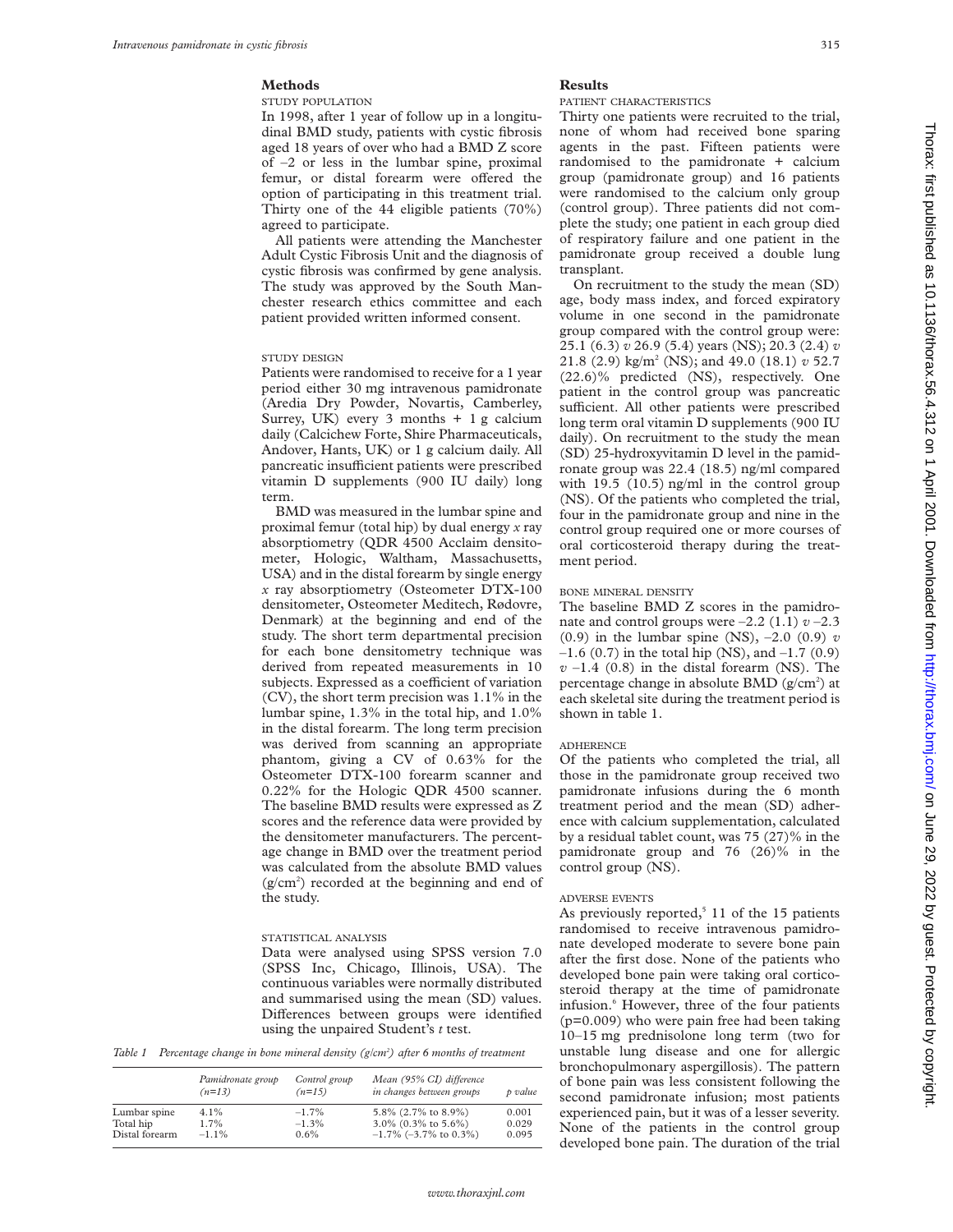## Methods

### STUDY POPULATION

In 1998, after 1 year of follow up in a longitudinal BMD study, patients with cystic fibrosis aged 18 years of over who had a BMD Z score of –2 or less in the lumbar spine, proximal femur, or distal forearm were offered the option of participating in this treatment trial. Thirty one of the 44 eligible patients (70%) agreed to participate.

All patients were attending the Manchester Adult Cystic Fibrosis Unit and the diagnosis of cystic fibrosis was confirmed by gene analysis. The study was approved by the South Manchester research ethics committee and each patient provided written informed consent.

### STUDY DESIGN

Patients were randomised to receive for a 1 year period either 30 mg intravenous pamidronate (Aredia Dry Powder, Novartis, Camberley, Surrey, UK) every 3 months + 1 g calcium daily (Calcichew Forte, Shire Pharmaceuticals, Andover, Hants, UK) or 1 g calcium daily. All pancreatic insufficient patients were prescribed vitamin D supplements (900 IU daily) long term.

BMD was measured in the lumbar spine and proximal femur (total hip) by dual energy *x* ray absorptiometry (QDR 4500 Acclaim densitometer, Hologic, Waltham, Massachusetts, USA) and in the distal forearm by single energy *x* ray absorptiometry (Osteometer DTX-100 densitometer, Osteometer Meditech, Rødovre, Denmark) at the beginning and end of the study. The short term departmental precision for each bone densitometry technique was derived from repeated measurements in 10 subjects. Expressed as a coefficient of variation (CV), the short term precision was 1.1% in the lumbar spine, 1.3% in the total hip, and 1.0% in the distal forearm. The long term precision was derived from scanning an appropriate phantom, giving a CV of 0.63% for the Osteometer DTX-100 forearm scanner and 0.22% for the Hologic QDR 4500 scanner. The baseline BMD results were expressed as Z scores and the reference data were provided by the densitometer manufacturers. The percentage change in BMD over the treatment period was calculated from the absolute BMD values ($g/cm^2$) recorded at the beginning and end of the study.

### STATISTICAL ANALYSIS

Data were analysed using SPSS version 7.0 (SPSS Inc, Chicago, Illinois, USA). The continuous variables were normally distributed and summarised using the mean (SD) values. Differences between groups were identified using the unpaired Student's *t* test.

*Table 1 Percentage change in bone mineral density ($g/cm^2$) after 6 months of treatment*

| | *Pamidronate group (n=13)* | *Control group (n=15)* | *Mean (95% CI) difference in changes between groups* | *p value* |
|---|---|---|---|---|
| Lumbar spine | 4.1% | –1.7% | 5.8% (2.7% to 8.9%) | 0.001 |
| Total hip | 1.7% | –1.3% | 3.0% (0.3% to 5.6%) | 0.029 |
| Distal forearm | –1.1% | 0.6% | –1.7% (–3.7% to 0.3%) | 0.095 |

## Results

### PATIENT CHARACTERISTICS

Thirty one patients were recruited to the trial, none of whom had received bone sparing agents in the past. Fifteen patients were randomised to the pamidronate + calcium group (pamidronate group) and 16 patients were randomised to the calcium only group (control group). Three patients did not complete the study; one patient in each group died of respiratory failure and one patient in the pamidronate group received a double lung transplant.

On recruitment to the study the mean (SD) age, body mass index, and forced expiratory volume in one second in the pamidronate group compared with the control group were: 25.1 (6.3) *v* 26.9 (5.4) years (NS); 20.3 (2.4) *v* 21.8 (2.9) $kg/m^2$ (NS); and 49.0 (18.1) *v* 52.7 (22.6)% predicted (NS), respectively. One patient in the control group was pancreatic sufficient. All other patients were prescribed long term oral vitamin D supplements (900 IU daily). On recruitment to the study the mean (SD) 25-hydroxyvitamin D level in the pamidronate group was 22.4 (18.5) ng/ml compared with 19.5 (10.5) ng/ml in the control group (NS). Of the patients who completed the trial, four in the pamidronate group and nine in the control group required one or more courses of oral corticosteroid therapy during the treatment period.

### BONE MINERAL DENSITY

The baseline BMD Z scores in the pamidronate and control groups were –2.2 (1.1) *v* –2.3 (0.9) in the lumbar spine (NS), –2.0 (0.9) *v* –1.6 (0.7) in the total hip (NS), and –1.7 (0.9) *v* –1.4 (0.8) in the distal forearm (NS). The percentage change in absolute BMD ($g/cm^2$) at each skeletal site during the treatment period is shown in table 1.

### ADHERENCE

Of the patients who completed the trial, all those in the pamidronate group received two pamidronate infusions during the 6 month treatment period and the mean (SD) adherence with calcium supplementation, calculated by a residual tablet count, was 75 (27)% in the pamidronate group and 76 (26)% in the control group (NS).

### ADVERSE EVENTS

As previously reported,[5] 11 of the 15 patients randomised to receive intravenous pamidronate developed moderate to severe bone pain after the first dose. None of the patients who developed bone pain were taking oral corticosteroid therapy at the time of pamidronate infusion.[6] However, three of the four patients (p=0.009) who were pain free had been taking 10–15 mg prednisolone long term (two for unstable lung disease and one for allergic bronchopulmonary aspergillosis). The pattern of bone pain was less consistent following the second pamidronate infusion; most patients experienced pain, but it was of a lesser severity. None of the patients in the control group developed bone pain. The duration of the trial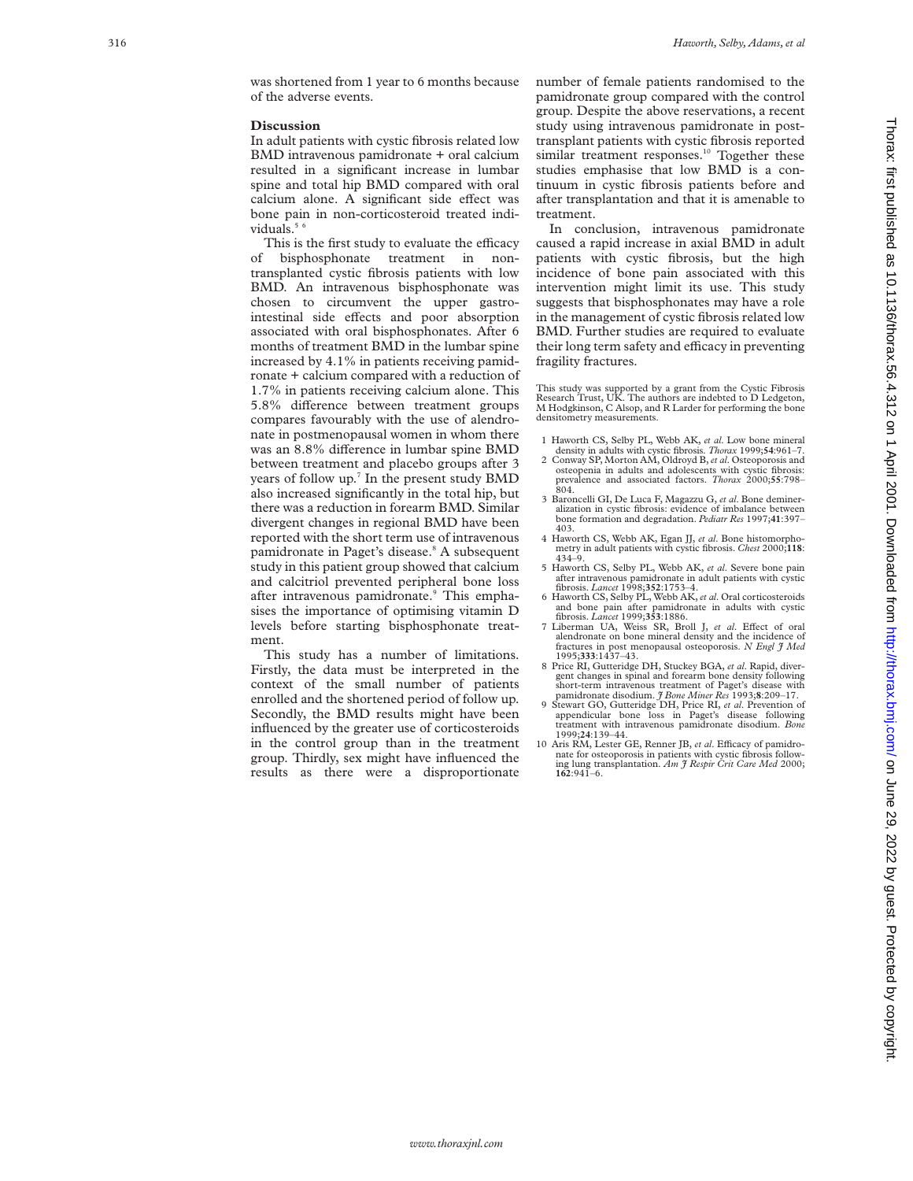was shortened from 1 year to 6 months because of the adverse events.

## Discussion

In adult patients with cystic fibrosis related low BMD intravenous pamidronate + oral calcium resulted in a significant increase in lumbar spine and total hip BMD compared with oral calcium alone. A significant side effect was bone pain in non-corticosteroid treated individuals.[5 6]

This is the first study to evaluate the efficacy of bisphosphonate treatment in non-transplanted cystic fibrosis patients with low BMD. An intravenous bisphosphonate was chosen to circumvent the upper gastrointestinal side effects and poor absorption associated with oral bisphosphonates. After 6 months of treatment BMD in the lumbar spine increased by 4.1% in patients receiving pamidronate + calcium compared with a reduction of 1.7% in patients receiving calcium alone. This 5.8% difference between treatment groups compares favourably with the use of alendronate in postmenopausal women in whom there was an 8.8% difference in lumbar spine BMD between treatment and placebo groups after 3 years of follow up.[7] In the present study BMD also increased significantly in the total hip, but there was a reduction in forearm BMD. Similar divergent changes in regional BMD have been reported with the short term use of intravenous pamidronate in Paget's disease.[8] A subsequent study in this patient group showed that calcium and calcitriol prevented peripheral bone loss after intravenous pamidronate.[9] This emphasises the importance of optimising vitamin D levels before starting bisphosphonate treatment.

This study has a number of limitations. Firstly, the data must be interpreted in the context of the small number of patients enrolled and the shortened period of follow up. Secondly, the BMD results might have been influenced by the greater use of corticosteroids in the control group than in the treatment group. Thirdly, sex might have influenced the results as there were a disproportionate number of female patients randomised to the pamidronate group compared with the control group. Despite the above reservations, a recent study using intravenous pamidronate in post-transplant patients with cystic fibrosis reported similar treatment responses.[10] Together these studies emphasise that low BMD is a continuum in cystic fibrosis patients before and after transplantation and that it is amenable to treatment.

In conclusion, intravenous pamidronate caused a rapid increase in axial BMD in adult patients with cystic fibrosis, but the high incidence of bone pain associated with this intervention might limit its use. This study suggests that bisphosphonates may have a role in the management of cystic fibrosis related low BMD. Further studies are required to evaluate their long term safety and efficacy in preventing fragility fractures.

This study was supported by a grant from the Cystic Fibrosis Research Trust, UK. The authors are indebted to D Ledgeton, M Hodgkinson, C Alsop, and R Larder for performing the bone densitometry measurements.

1 Haworth CS, Selby PL, Webb AK, *et al*. Low bone mineral density in adults with cystic fibrosis. *Thorax* 1999;**54**:961–7.
2 Conway SP, Morton AM, Oldroyd B, *et al*. Osteoporosis and osteopenia in adults and adolescents with cystic fibrosis: prevalence and associated factors. *Thorax* 2000;**55**:798–804.
3 Baroncelli GI, De Luca F, Magazzu G, *et al*. Bone demineralization in cystic fibrosis: evidence of imbalance between bone formation and degradation. *Pediatr Res* 1997;**41**:397–403.
4 Haworth CS, Webb AK, Egan JJ, *et al*. Bone histomorphometry in adult patients with cystic fibrosis. *Chest* 2000;**118**:434–9.
5 Haworth CS, Selby PL, Webb AK, *et al*. Severe bone pain after intravenous pamidronate in adult patients with cystic fibrosis. *Lancet* 1998;**352**:1753–4.
6 Haworth CS, Selby PL, Webb AK, *et al*. Oral corticosteroids and bone pain after pamidronate in adults with cystic fibrosis. *Lancet* 1999;**353**:1886.
7 Liberman UA, Weiss SR, Broll J, *et al*. Effect of oral alendronate on bone mineral density and the incidence of fractures in post menopausal osteoporosis. *N Engl J Med* 1995;**333**:1437–43.
8 Price RI, Gutteridge DH, Stuckey BGA, *et al*. Rapid, divergent changes in spinal and forearm bone density following short-term intravenous treatment of Paget's disease with pamidronate disodium. *J Bone Miner Res* 1993;**8**:209–17.
9 Stewart GO, Gutteridge DH, Price RI, *et al*. Prevention of appendicular bone loss in Paget's disease following treatment with intravenous pamidronate disodium. *Bone* 1999;**24**:139–44.
10 Aris RM, Lester GE, Renner JB, *et al*. Efficacy of pamidronate for osteoporosis in patients with cystic fibrosis following lung transplantation. *Am J Respir Crit Care Med* 2000;**162**:941–6.